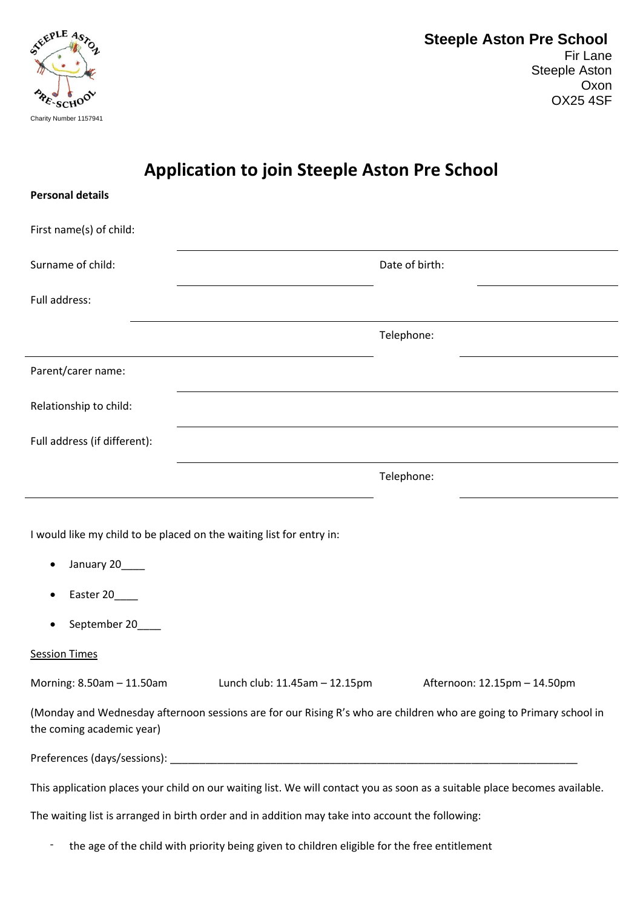Charity Number 1157941

**Steeple Aston Pre School**
Fir Lane
Steeple Aston
Oxon
OX25 4SF

# Application to join Steeple Aston Pre School

**Personal details**

First name(s) of child: ______________________________

Surname of child: ______________________________ Date of birth: ______________

Full address: ______________________________

______________________________ Telephone: ______________

Parent/carer name: ______________________________

Relationship to child: ______________________________

Full address (if different): ______________________________

______________________________ Telephone: ______________

I would like my child to be placed on the waiting list for entry in:

- January 20____
- Easter 20____
- September 20____

Session Times

Morning: 8.50am – 11.50am    Lunch club: 11.45am – 12.15pm    Afternoon: 12.15pm – 14.50pm

(Monday and Wednesday afternoon sessions are for our Rising R's who are children who are going to Primary school in the coming academic year)

Preferences (days/sessions): ______________________________________________________________________

This application places your child on our waiting list. We will contact you as soon as a suitable place becomes available.

The waiting list is arranged in birth order and in addition may take into account the following:

- the age of the child with priority being given to children eligible for the free entitlement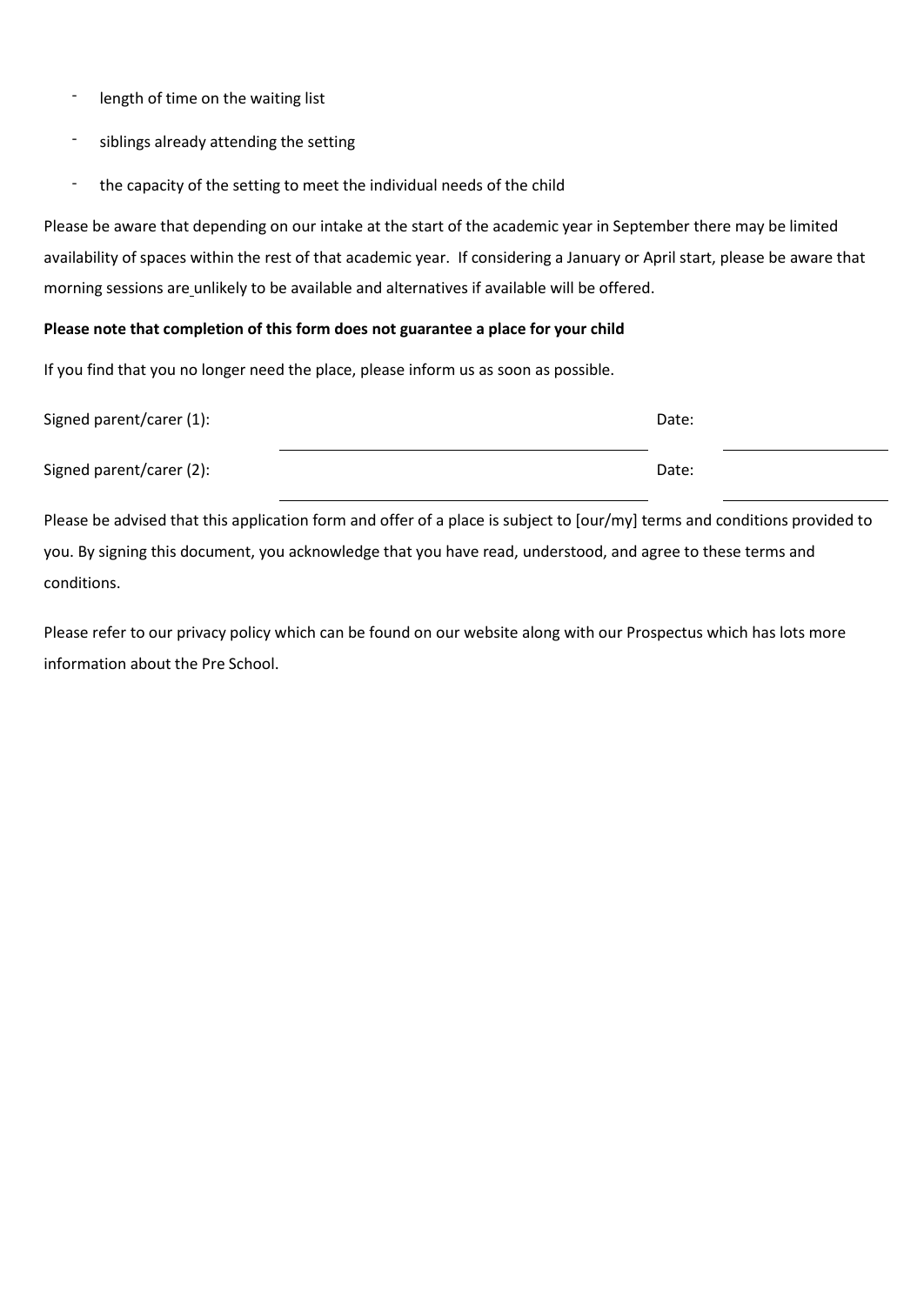- length of time on the waiting list
- siblings already attending the setting
- the capacity of the setting to meet the individual needs of the child

Please be aware that depending on our intake at the start of the academic year in September there may be limited availability of spaces within the rest of that academic year. If considering a January or April start, please be aware that morning sessions are unlikely to be available and alternatives if available will be offered.

**Please note that completion of this form does not guarantee a place for your child**

If you find that you no longer need the place, please inform us as soon as possible.

Signed parent/carer (1): ______________________________ Date: ______________

Signed parent/carer (2): ______________________________ Date: ______________

Please be advised that this application form and offer of a place is subject to [our/my] terms and conditions provided to you. By signing this document, you acknowledge that you have read, understood, and agree to these terms and conditions.

Please refer to our privacy policy which can be found on our website along with our Prospectus which has lots more information about the Pre School.